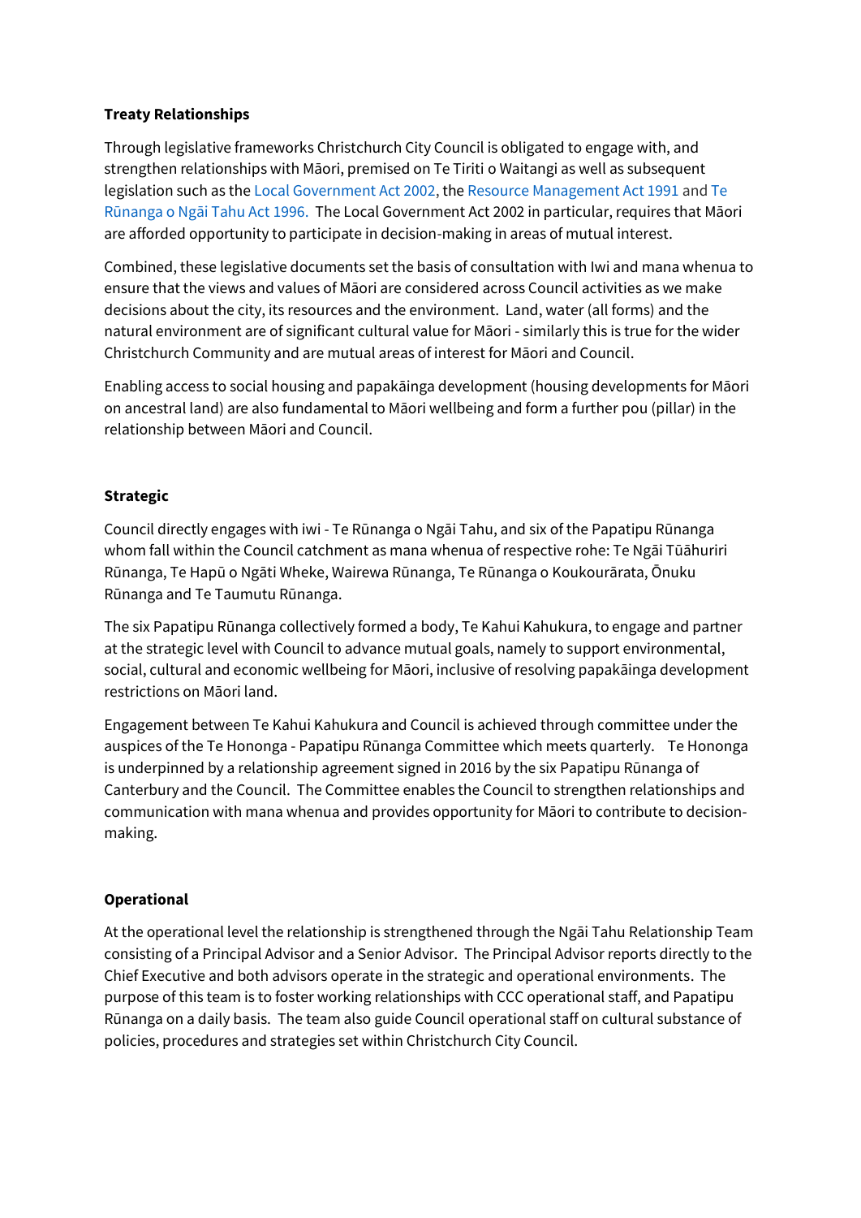**Treaty Relationships**

Through legislative frameworks Christchurch City Council is obligated to engage with, and strengthen relationships with Māori, premised on Te Tiriti o Waitangi as well as subsequent legislation such as the Local Government Act 2002, the Resource Management Act 1991 and Te Rūnanga o Ngāi Tahu Act 1996. The Local Government Act 2002 in particular, requires that Māori are afforded opportunity to participate in decision-making in areas of mutual interest.

Combined, these legislative documents set the basis of consultation with Iwi and mana whenua to ensure that the views and values of Māori are considered across Council activities as we make decisions about the city, its resources and the environment. Land, water (all forms) and the natural environment are of significant cultural value for Māori - similarly this is true for the wider Christchurch Community and are mutual areas of interest for Māori and Council.

Enabling access to social housing and papakāinga development (housing developments for Māori on ancestral land) are also fundamental to Māori wellbeing and form a further pou (pillar) in the relationship between Māori and Council.

**Strategic**

Council directly engages with iwi - Te Rūnanga o Ngāi Tahu, and six of the Papatipu Rūnanga whom fall within the Council catchment as mana whenua of respective rohe: Te Ngāi Tūāhuriri Rūnanga, Te Hapū o Ngāti Wheke, Wairewa Rūnanga, Te Rūnanga o Koukourārata, Ōnuku Rūnanga and Te Taumutu Rūnanga.

The six Papatipu Rūnanga collectively formed a body, Te Kahui Kahukura, to engage and partner at the strategic level with Council to advance mutual goals, namely to support environmental, social, cultural and economic wellbeing for Māori, inclusive of resolving papakāinga development restrictions on Māori land.

Engagement between Te Kahui Kahukura and Council is achieved through committee under the auspices of the Te Hononga - Papatipu Rūnanga Committee which meets quarterly. Te Hononga is underpinned by a relationship agreement signed in 2016 by the six Papatipu Rūnanga of Canterbury and the Council. The Committee enables the Council to strengthen relationships and communication with mana whenua and provides opportunity for Māori to contribute to decision-making.

**Operational**

At the operational level the relationship is strengthened through the Ngāi Tahu Relationship Team consisting of a Principal Advisor and a Senior Advisor. The Principal Advisor reports directly to the Chief Executive and both advisors operate in the strategic and operational environments. The purpose of this team is to foster working relationships with CCC operational staff, and Papatipu Rūnanga on a daily basis. The team also guide Council operational staff on cultural substance of policies, procedures and strategies set within Christchurch City Council.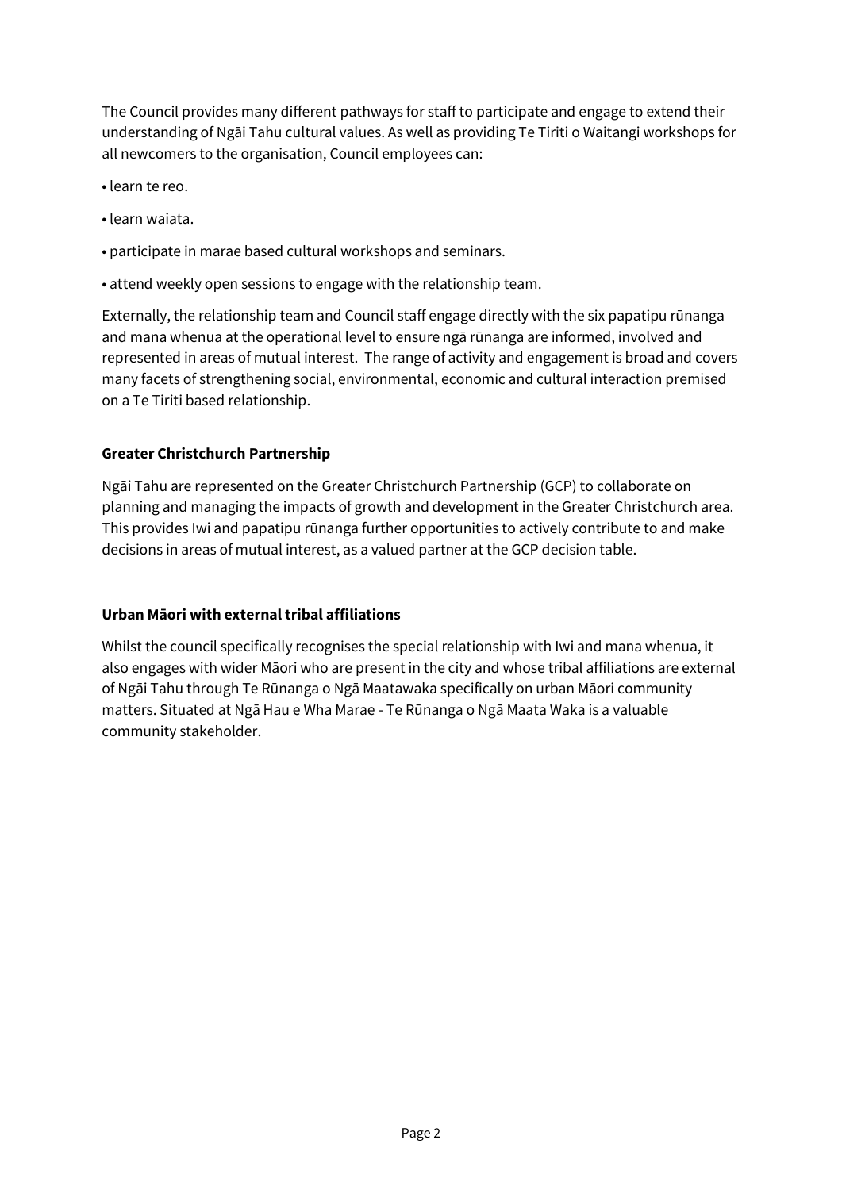The Council provides many different pathways for staff to participate and engage to extend their understanding of Ngāi Tahu cultural values. As well as providing Te Tiriti o Waitangi workshops for all newcomers to the organisation, Council employees can:

- learn te reo.
- learn waiata.
- participate in marae based cultural workshops and seminars.
- attend weekly open sessions to engage with the relationship team.

Externally, the relationship team and Council staff engage directly with the six papatipu rūnanga and mana whenua at the operational level to ensure ngā rūnanga are informed, involved and represented in areas of mutual interest. The range of activity and engagement is broad and covers many facets of strengthening social, environmental, economic and cultural interaction premised on a Te Tiriti based relationship.

**Greater Christchurch Partnership**

Ngāi Tahu are represented on the Greater Christchurch Partnership (GCP) to collaborate on planning and managing the impacts of growth and development in the Greater Christchurch area. This provides Iwi and papatipu rūnanga further opportunities to actively contribute to and make decisions in areas of mutual interest, as a valued partner at the GCP decision table.

**Urban Māori with external tribal affiliations**

Whilst the council specifically recognises the special relationship with Iwi and mana whenua, it also engages with wider Māori who are present in the city and whose tribal affiliations are external of Ngāi Tahu through Te Rūnanga o Ngā Maatawaka specifically on urban Māori community matters. Situated at Ngā Hau e Wha Marae - Te Rūnanga o Ngā Maata Waka is a valuable community stakeholder.